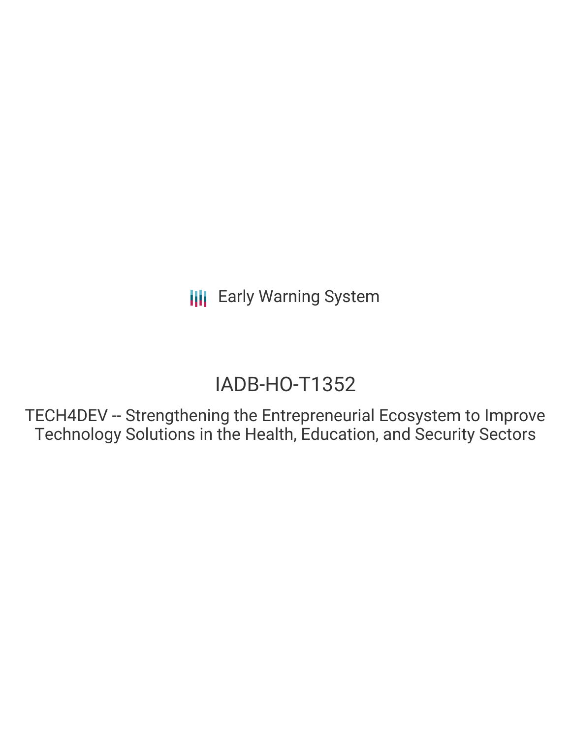Early Warning System

# IADB-HO-T1352

## TECH4DEV -- Strengthening the Entrepreneurial Ecosystem to Improve Technology Solutions in the Health, Education, and Security Sectors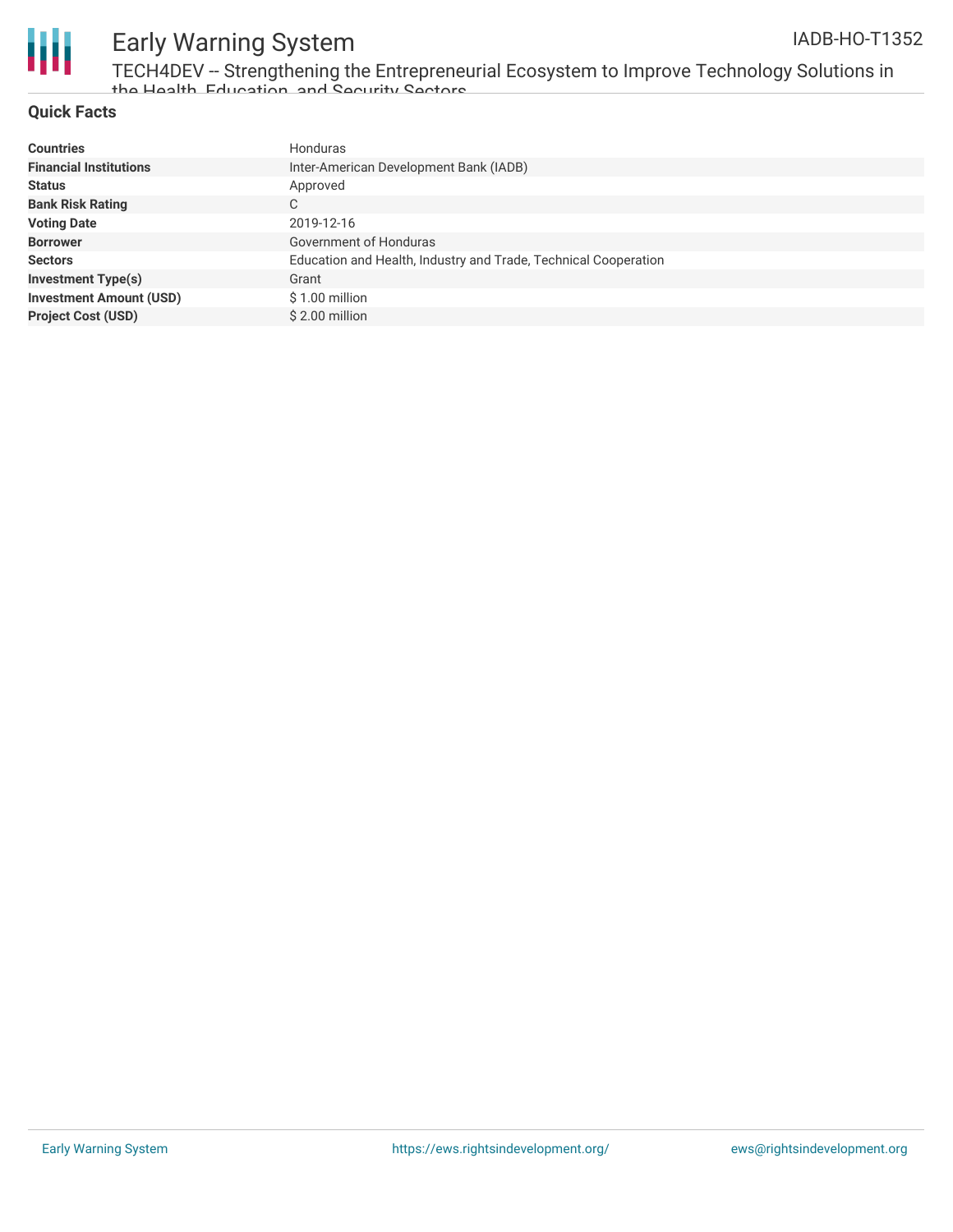## Quick Facts

| | |
|---|---|
| **Countries** | Honduras |
| **Financial Institutions** | Inter-American Development Bank (IADB) |
| **Status** | Approved |
| **Bank Risk Rating** | C |
| **Voting Date** | 2019-12-16 |
| **Borrower** | Government of Honduras |
| **Sectors** | Education and Health, Industry and Trade, Technical Cooperation |
| **Investment Type(s)** | Grant |
| **Investment Amount (USD)** | $ 1.00 million |
| **Project Cost (USD)** | $ 2.00 million |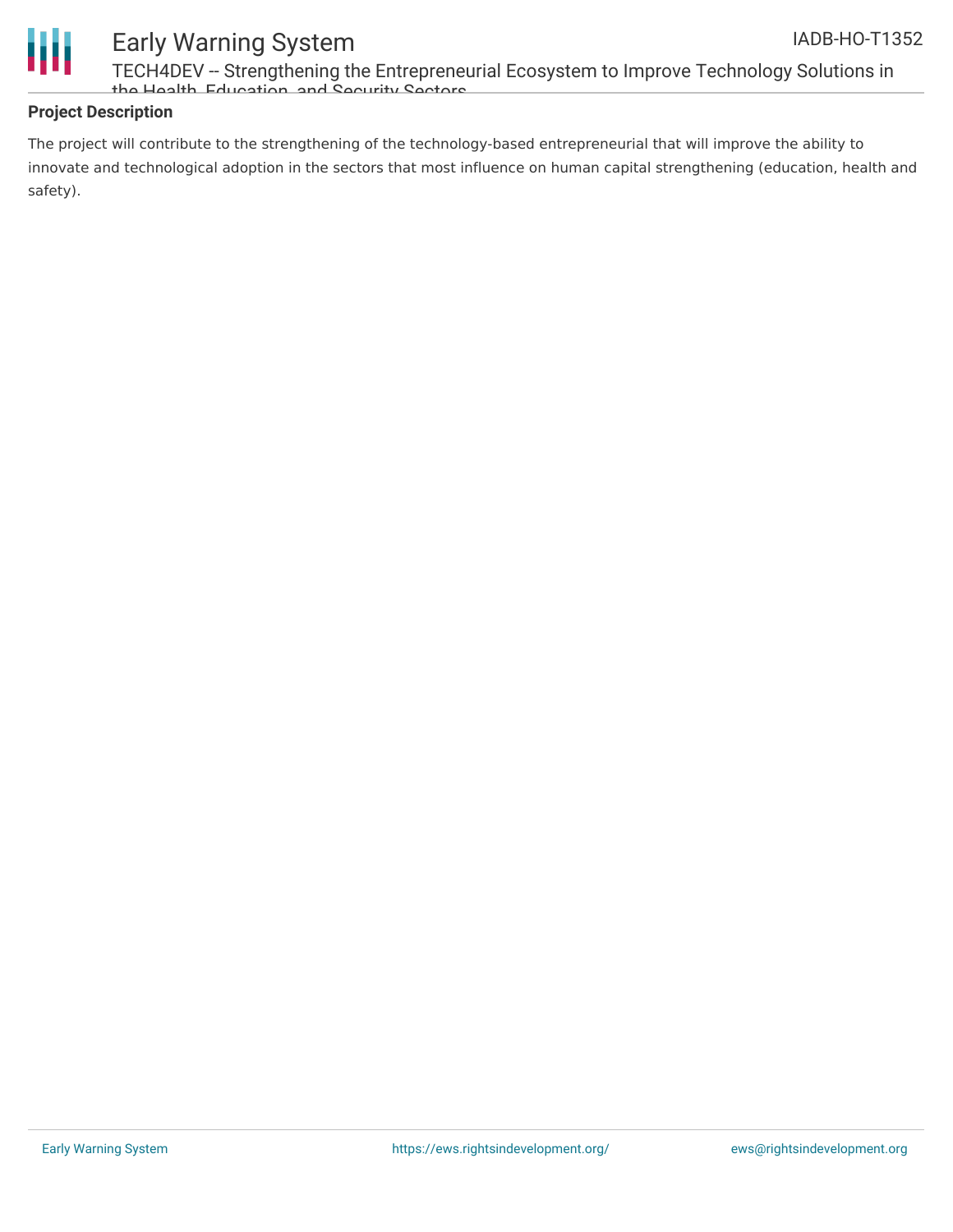## Project Description

The project will contribute to the strengthening of the technology-based entrepreneurial that will improve the ability to innovate and technological adoption in the sectors that most influence on human capital strengthening (education, health and safety).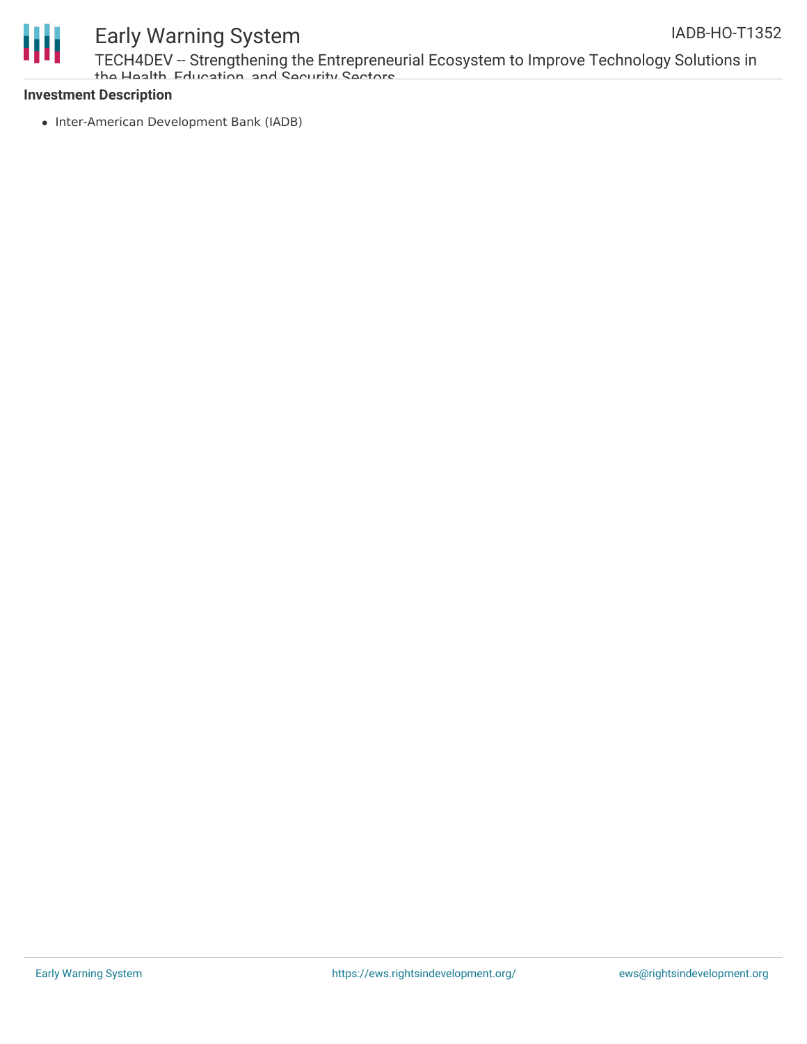**Investment Description**

- Inter-American Development Bank (IADB)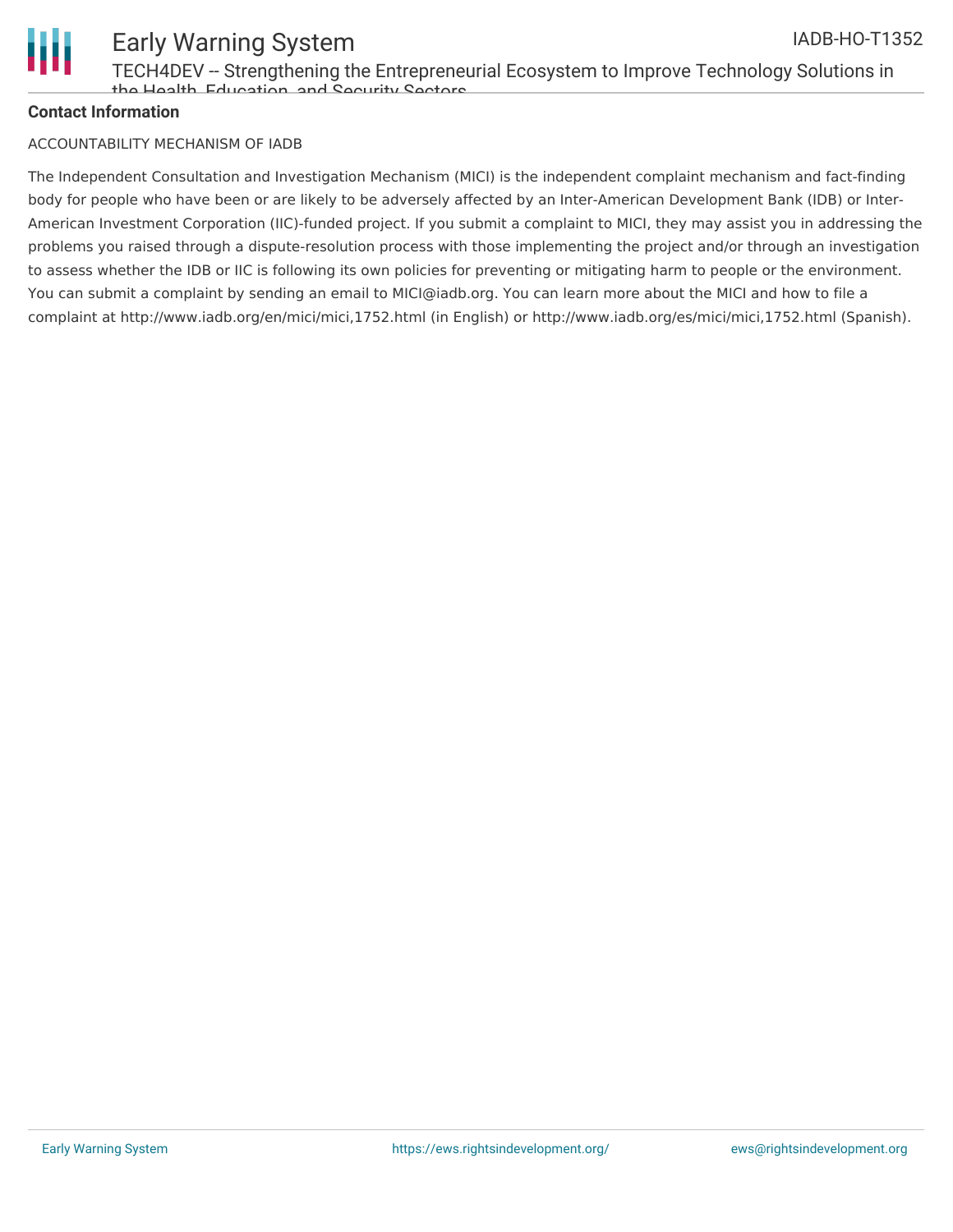**Contact Information**

ACCOUNTABILITY MECHANISM OF IADB

The Independent Consultation and Investigation Mechanism (MICI) is the independent complaint mechanism and fact-finding body for people who have been or are likely to be adversely affected by an Inter-American Development Bank (IDB) or Inter-American Investment Corporation (IIC)-funded project. If you submit a complaint to MICI, they may assist you in addressing the problems you raised through a dispute-resolution process with those implementing the project and/or through an investigation to assess whether the IDB or IIC is following its own policies for preventing or mitigating harm to people or the environment. You can submit a complaint by sending an email to MICI@iadb.org. You can learn more about the MICI and how to file a complaint at http://www.iadb.org/en/mici/mici,1752.html (in English) or http://www.iadb.org/es/mici/mici,1752.html (Spanish).